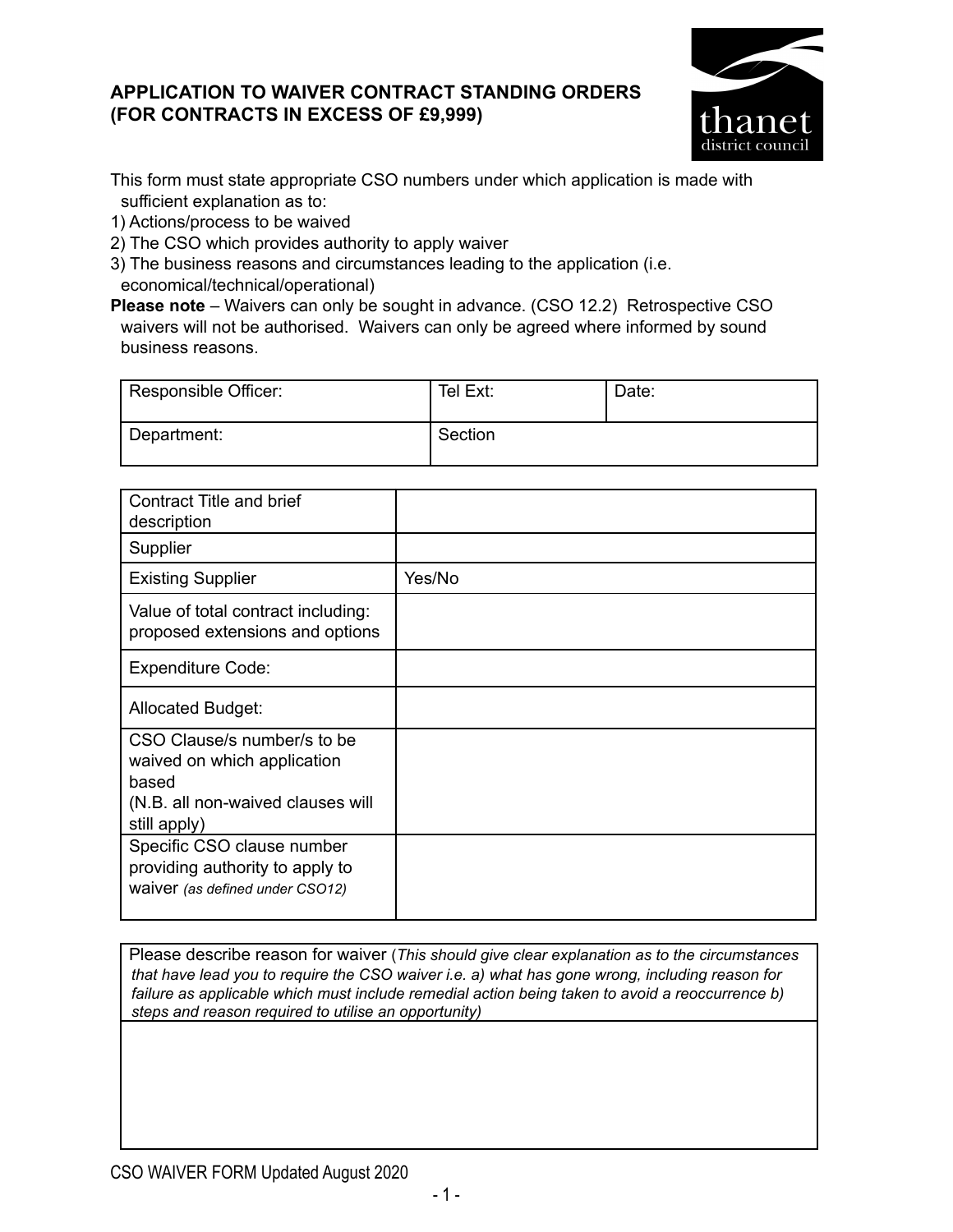## APPLICATION TO WAIVER CONTRACT STANDING ORDERS (FOR CONTRACTS IN EXCESS OF £9,999)

thanet district council

This form must state appropriate CSO numbers under which application is made with sufficient explanation as to:

1) Actions/process to be waived
2) The CSO which provides authority to apply waiver
3) The business reasons and circumstances leading to the application (i.e. economical/technical/operational)

**Please note** – Waivers can only be sought in advance. (CSO 12.2) Retrospective CSO waivers will not be authorised. Waivers can only be agreed where informed by sound business reasons.

| Responsible Officer: | Tel Ext: | Date: |
|---|---|---|
| Department: | Section | |

| Contract Title and brief description | |
|---|---|
| Supplier | |
| Existing Supplier | Yes/No |
| Value of total contract including: proposed extensions and options | |
| Expenditure Code: | |
| Allocated Budget: | |
| CSO Clause/s number/s to be waived on which application based (N.B. all non-waived clauses will still apply) | |
| Specific CSO clause number providing authority to apply to waiver *(as defined under CSO12)* | |

| Please describe reason for waiver (*This should give clear explanation as to the circumstances that have lead you to require the CSO waiver i.e. a) what has gone wrong, including reason for failure as applicable which must include remedial action being taken to avoid a reoccurrence b) steps and reason required to utilise an opportunity)* |
|---|
| |

CSO WAIVER FORM Updated August 2020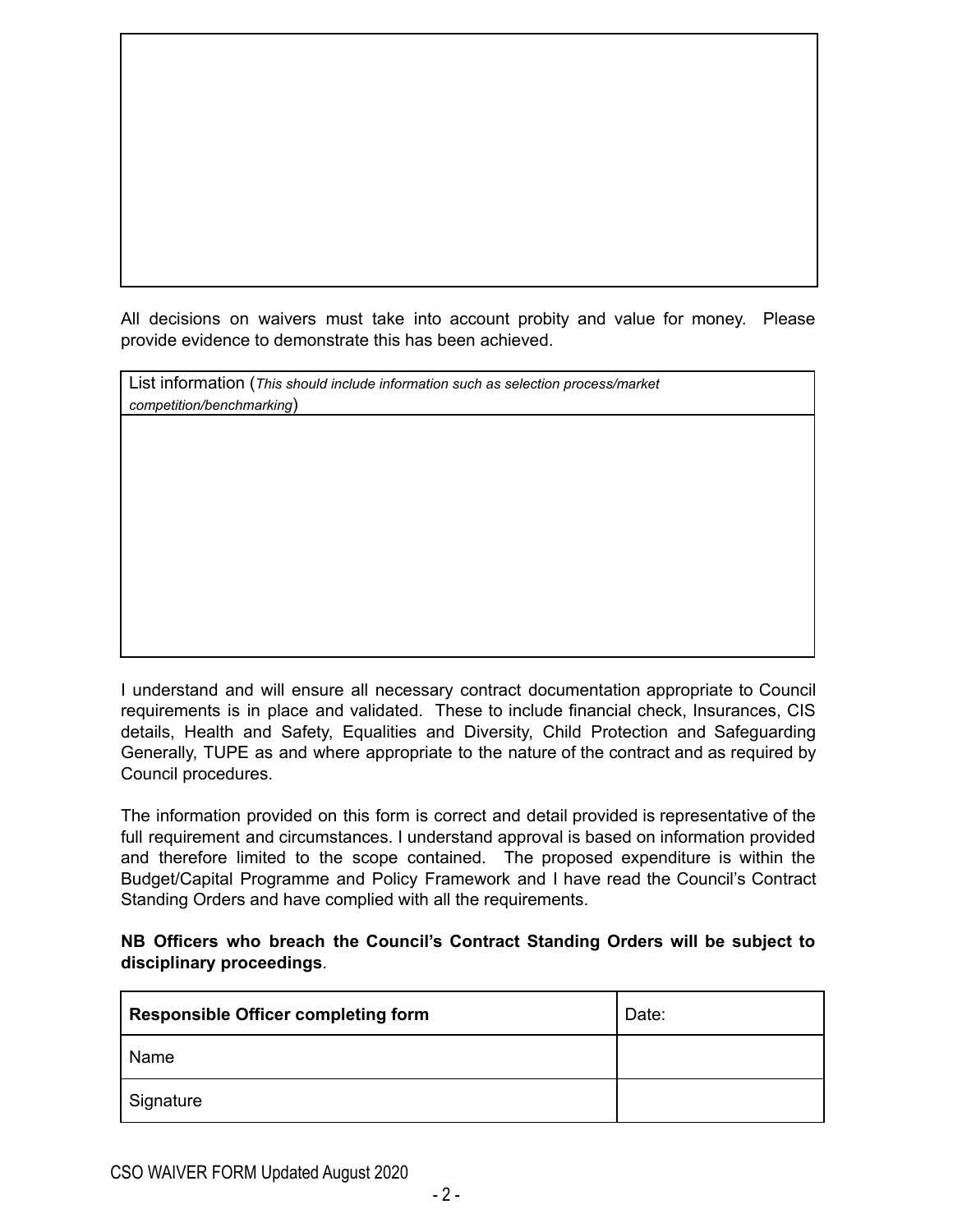All decisions on waivers must take into account probity and value for money. Please provide evidence to demonstrate this has been achieved.

| List information (*This should include information such as selection process/market competition/benchmarking*) |
| --- |
| |

I understand and will ensure all necessary contract documentation appropriate to Council requirements is in place and validated. These to include financial check, Insurances, CIS details, Health and Safety, Equalities and Diversity, Child Protection and Safeguarding Generally, TUPE as and where appropriate to the nature of the contract and as required by Council procedures.

The information provided on this form is correct and detail provided is representative of the full requirement and circumstances. I understand approval is based on information provided and therefore limited to the scope contained. The proposed expenditure is within the Budget/Capital Programme and Policy Framework and I have read the Council's Contract Standing Orders and have complied with all the requirements.

**NB Officers who breach the Council's Contract Standing Orders will be subject to disciplinary proceedings**.

| **Responsible Officer completing form** | Date: |
| --- | --- |
| Name | |
| Signature | |

CSO WAIVER FORM Updated August 2020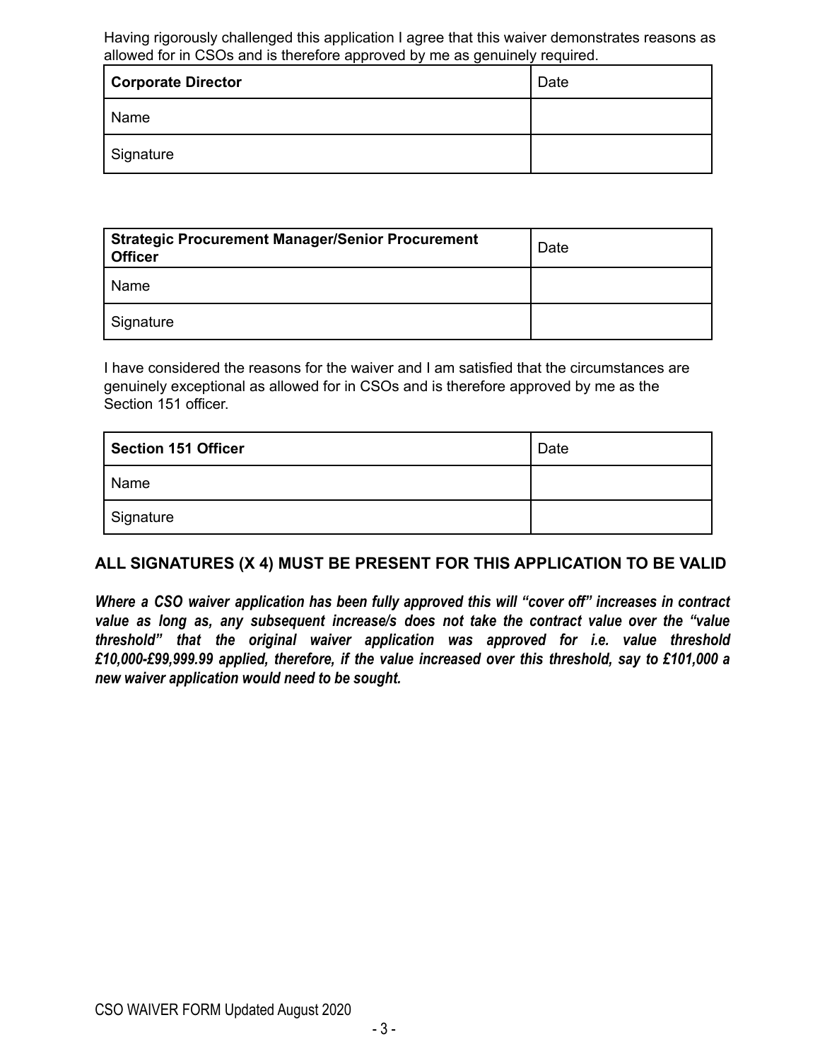Having rigorously challenged this application I agree that this waiver demonstrates reasons as allowed for in CSOs and is therefore approved by me as genuinely required.

| **Corporate Director** | Date |
|---|---|
| Name | |
| Signature | |

| **Strategic Procurement Manager/Senior Procurement Officer** | Date |
|---|---|
| Name | |
| Signature | |

I have considered the reasons for the waiver and I am satisfied that the circumstances are genuinely exceptional as allowed for in CSOs and is therefore approved by me as the Section 151 officer.

| **Section 151 Officer** | Date |
|---|---|
| Name | |
| Signature | |

### ALL SIGNATURES (X 4) MUST BE PRESENT FOR THIS APPLICATION TO BE VALID

***Where a CSO waiver application has been fully approved this will "cover off" increases in contract value as long as, any subsequent increase/s does not take the contract value over the "value threshold" that the original waiver application was approved for i.e. value threshold £10,000-£99,999.99 applied, therefore, if the value increased over this threshold, say to £101,000 a new waiver application would need to be sought.***

CSO WAIVER FORM Updated August 2020